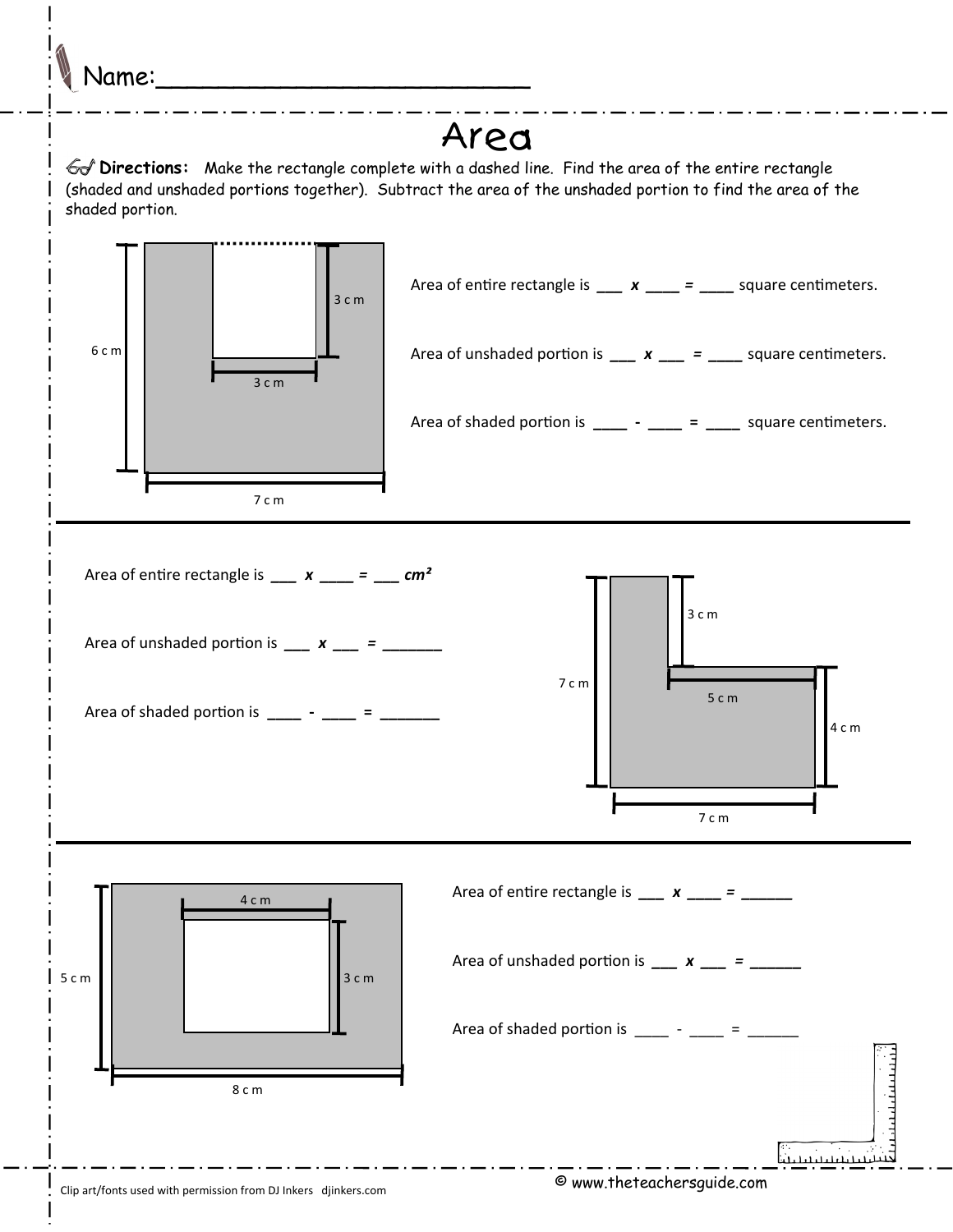Name:___________________________

# Area

**Directions:** Make the rectangle complete with a dashed line. Find the area of the entire rectangle (shaded and unshaded portions together). Subtract the area of the unshaded portion to find the area of the shaded portion.

6 c m

3 c m

3 c m

7 c m

Area of entire rectangle is ___ ***x*** ____ = ____ square centimeters.

Area of unshaded portion is ___ ***x*** ___ = ____ square centimeters.

Area of shaded portion is ____ - ____ = ____ square centimeters.

---

Area of entire rectangle is ___ ***x*** ____ = ___ ***cm²***

Area of unshaded portion is ___ ***x*** ___ = _______

Area of shaded portion is ____ - ____ = _______

3 c m

7 c m

5 c m

4 c m

7 c m

---

4 c m

5 c m

3 c m

8 c m

Area of entire rectangle is ___ ***x*** ____ = ______

Area of unshaded portion is ___ ***x*** ___ = ______

Area of shaded portion is ____ - ____ = ______

Clip art/fonts used with permission from DJ Inkers djinkers.com

© www.theteachersguide.com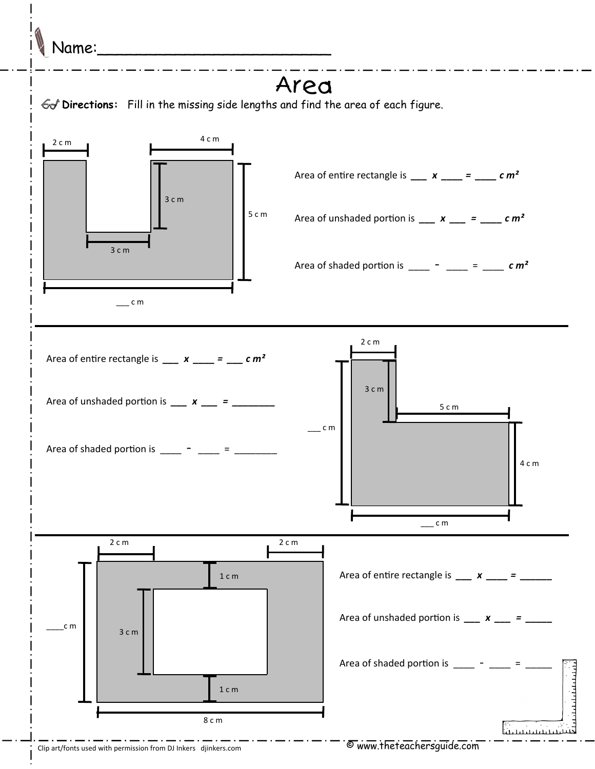Name:___________________________

# Area

**Directions:** Fill in the missing side lengths and find the area of each figure.

2 c m

4 c m

3 c m

5 c m

3 c m

___ c m

Area of entire rectangle is ___ ***x*** ____ ***=*** ____ ***c m²***

Area of unshaded portion is ___ ***x*** ___ ***=*** ____ ***c m²***

Area of shaded portion is ____ - ____ = ____ ***c m²***

---

Area of entire rectangle is ___ ***x*** ____ ***=*** ___ ***c m²***

Area of unshaded portion is ___ ***x*** ___ ***=*** ________

Area of shaded portion is ____ - ____ = ________

2 c m

3 c m

5 c m

___ c m

4 c m

___ c m

---

2 c m

2 c m

1 c m

____c m

3 c m

1 c m

8 c m

Area of entire rectangle is ___ ***x*** ____ ***=*** ______

Area of unshaded portion is ___ ***x*** ___ ***=*** _____

Area of shaded portion is ____ - ____ = _____

Clip art/fonts used with permission from DJ Inkers djinkers.com

© www.theteachersguide.com